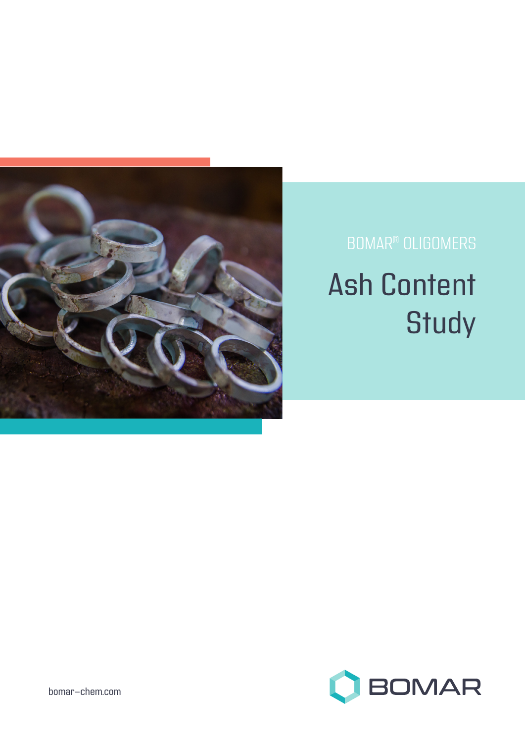BOMAR® OLIGOMERS

# Ash Content Study

bomar-chem.com

BOMAR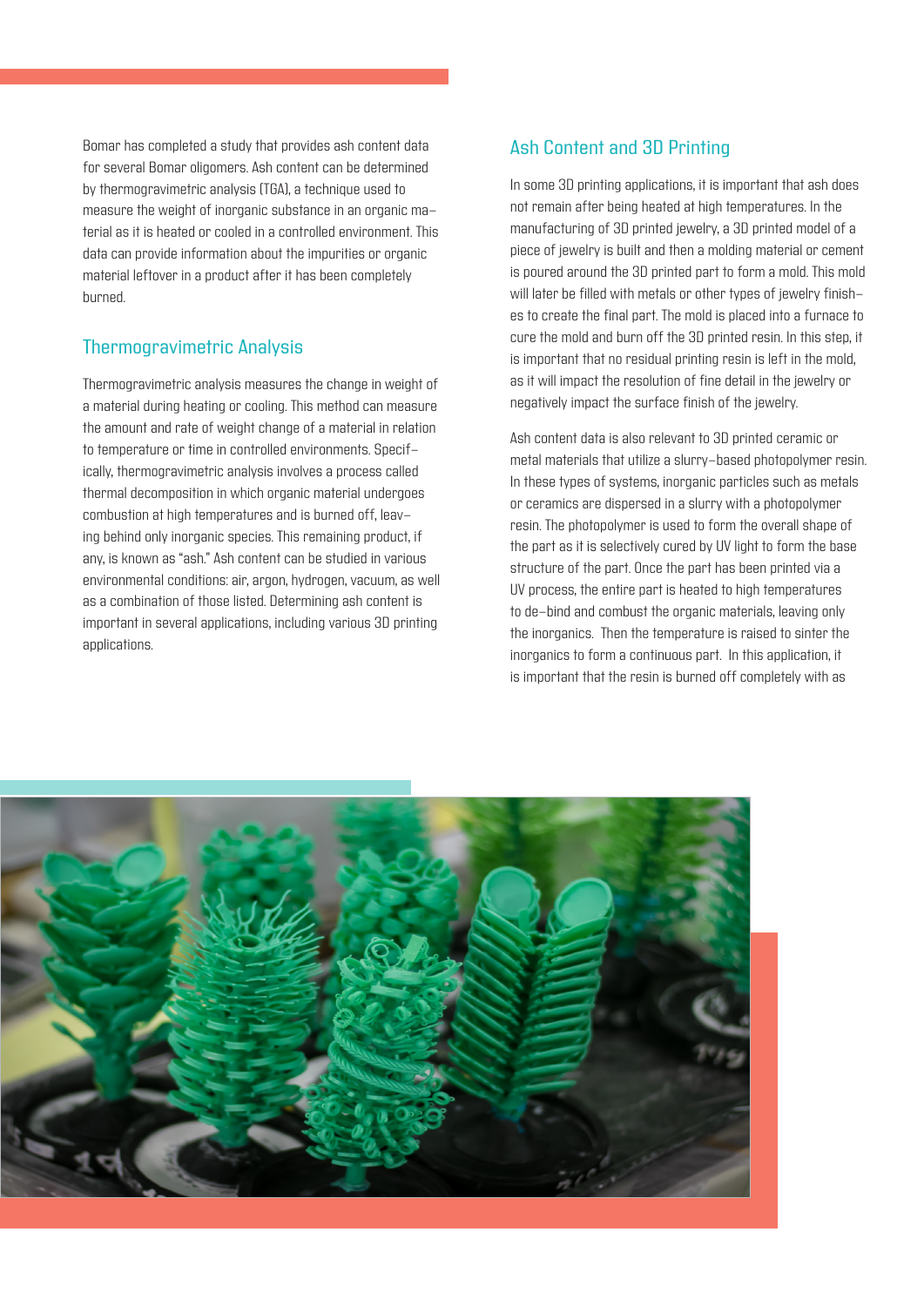Bomar has completed a study that provides ash content data for several Bomar oligomers. Ash content can be determined by thermogravimetric analysis (TGA), a technique used to measure the weight of inorganic substance in an organic material as it is heated or cooled in a controlled environment. This data can provide information about the impurities or organic material leftover in a product after it has been completely burned.

## Thermogravimetric Analysis

Thermogravimetric analysis measures the change in weight of a material during heating or cooling. This method can measure the amount and rate of weight change of a material in relation to temperature or time in controlled environments. Specifically, thermogravimetric analysis involves a process called thermal decomposition in which organic material undergoes combustion at high temperatures and is burned off, leaving behind only inorganic species. This remaining product, if any, is known as "ash." Ash content can be studied in various environmental conditions: air, argon, hydrogen, vacuum, as well as a combination of those listed. Determining ash content is important in several applications, including various 3D printing applications.

## Ash Content and 3D Printing

In some 3D printing applications, it is important that ash does not remain after being heated at high temperatures. In the manufacturing of 3D printed jewelry, a 3D printed model of a piece of jewelry is built and then a molding material or cement is poured around the 3D printed part to form a mold. This mold will later be filled with metals or other types of jewelry finishes to create the final part. The mold is placed into a furnace to cure the mold and burn off the 3D printed resin. In this step, it is important that no residual printing resin is left in the mold, as it will impact the resolution of fine detail in the jewelry or negatively impact the surface finish of the jewelry.

Ash content data is also relevant to 3D printed ceramic or metal materials that utilize a slurry-based photopolymer resin. In these types of systems, inorganic particles such as metals or ceramics are dispersed in a slurry with a photopolymer resin. The photopolymer is used to form the overall shape of the part as it is selectively cured by UV light to form the base structure of the part. Once the part has been printed via a UV process, the entire part is heated to high temperatures to de-bind and combust the organic materials, leaving only the inorganics. Then the temperature is raised to sinter the inorganics to form a continuous part. In this application, it is important that the resin is burned off completely with as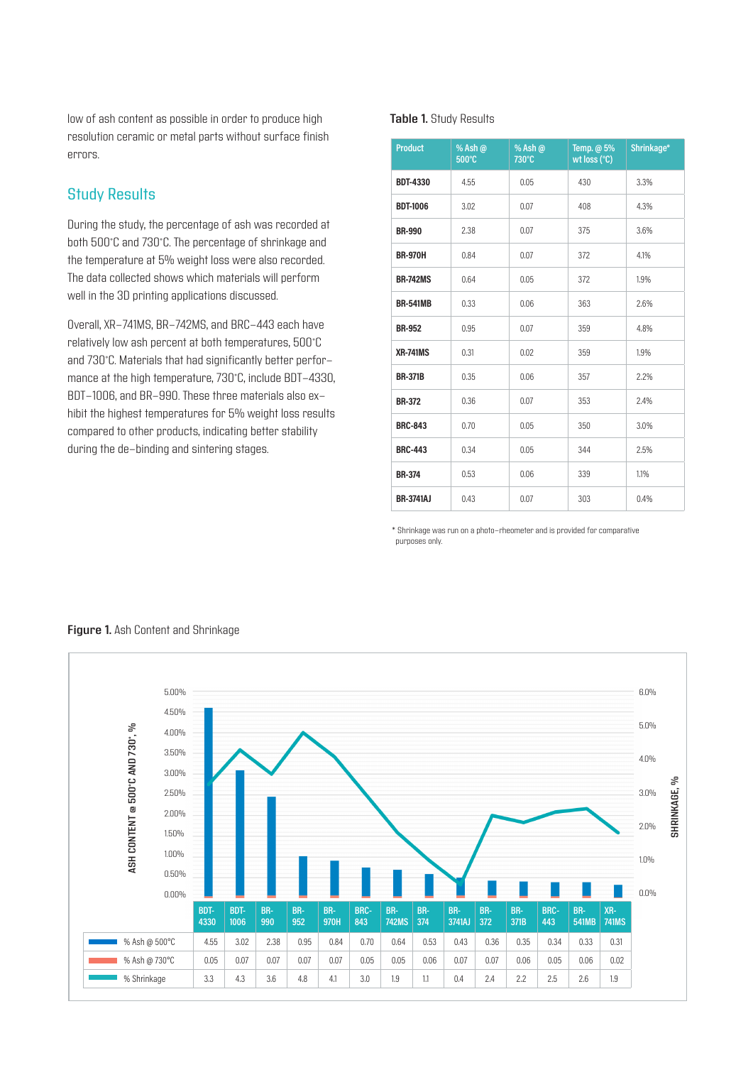low of ash content as possible in order to produce high resolution ceramic or metal parts without surface finish errors.

## Study Results

During the study, the percentage of ash was recorded at both 500°C and 730°C. The percentage of shrinkage and the temperature at 5% weight loss were also recorded. The data collected shows which materials will perform well in the 3D printing applications discussed.

Overall, XR–741MS, BR–742MS, and BRC–443 each have relatively low ash percent at both temperatures, 500°C and 730°C. Materials that had significantly better performance at the high temperature, 730°C, include BDT–4330, BDT–1006, and BR–990. These three materials also exhibit the highest temperatures for 5% weight loss results compared to other products, indicating better stability during the de-binding and sintering stages.

**Table 1.** Study Results

| Product | % Ash @ 500°C | % Ash @ 730°C | Temp. @ 5% wt loss (°C) | Shrinkage* |
|---|---|---|---|---|
| **BDT-4330** | 4.55 | 0.05 | 430 | 3.3% |
| **BDT-1006** | 3.02 | 0.07 | 408 | 4.3% |
| **BR-990** | 2.38 | 0.07 | 375 | 3.6% |
| **BR-970H** | 0.84 | 0.07 | 372 | 4.1% |
| **BR-742MS** | 0.64 | 0.05 | 372 | 1.9% |
| **BR-541MB** | 0.33 | 0.06 | 363 | 2.6% |
| **BR-952** | 0.95 | 0.07 | 359 | 4.8% |
| **XR-741MS** | 0.31 | 0.02 | 359 | 1.9% |
| **BR-371B** | 0.35 | 0.06 | 357 | 2.2% |
| **BR-372** | 0.36 | 0.07 | 353 | 2.4% |
| **BRC-843** | 0.70 | 0.05 | 350 | 3.0% |
| **BRC-443** | 0.34 | 0.05 | 344 | 2.5% |
| **BR-374** | 0.53 | 0.06 | 339 | 1.1% |
| **BR-3741AJ** | 0.43 | 0.07 | 303 | 0.4% |

\* Shrinkage was run on a photo-rheometer and is provided for comparative purposes only.

**Figure 1.** Ash Content and Shrinkage

| | BDT-4330 | BDT-1006 | BR-990 | BR-952 | BR-970H | BRC-843 | BR-742MS | BR-374 | BR-3741AJ | BR-372 | BR-371B | BRC-443 | BR-541MB | XR-741MS |
|---|---|---|---|---|---|---|---|---|---|---|---|---|---|---|
| % Ash @ 500°C | 4.55 | 3.02 | 2.38 | 0.95 | 0.84 | 0.70 | 0.64 | 0.53 | 0.43 | 0.36 | 0.35 | 0.34 | 0.33 | 0.31 |
| % Ash @ 730°C | 0.05 | 0.07 | 0.07 | 0.07 | 0.07 | 0.05 | 0.05 | 0.06 | 0.07 | 0.07 | 0.06 | 0.05 | 0.06 | 0.02 |
| % Shrinkage | 3.3 | 4.3 | 3.6 | 4.8 | 4.1 | 3.0 | 1.9 | 1.1 | 0.4 | 2.4 | 2.2 | 2.5 | 2.6 | 1.9 |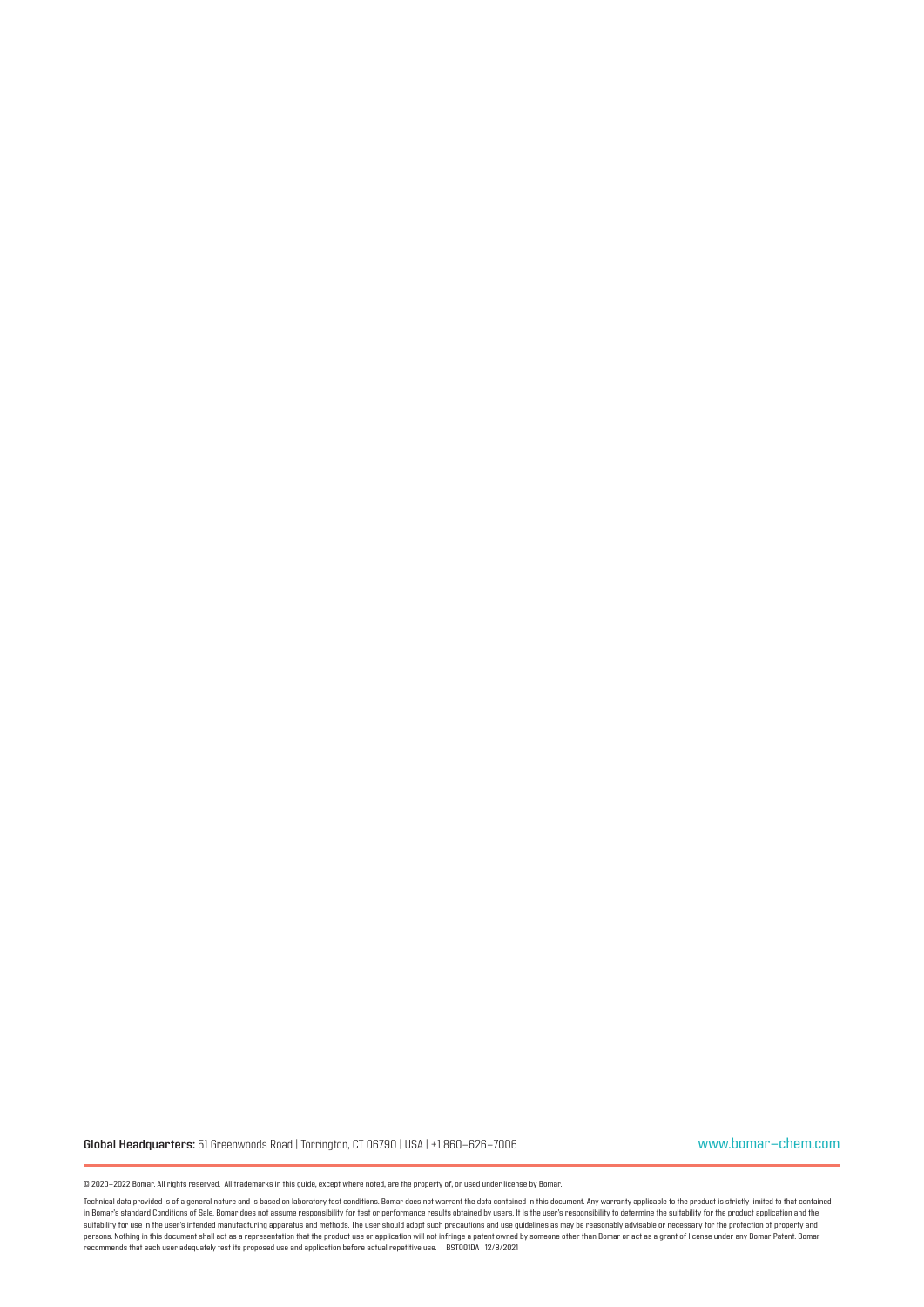**Global Headquarters:** 51 Greenwoods Road | Torrington, CT 06790 | USA | +1 860-626-7006

www.bomar-chem.com

© 2020–2022 Bomar. All rights reserved. All trademarks in this guide, except where noted, are the property of, or used under license by Bomar.

Technical data provided is of a general nature and is based on laboratory test conditions. Bomar does not warrant the data contained in this document. Any warranty applicable to the product is strictly limited to that contained in Bomar's standard Conditions of Sale. Bomar does not assume responsibility for test or performance results obtained by users. It is the user's responsibility to determine the suitability for the product application and the suitability for use in the user's intended manufacturing apparatus and methods. The user should adopt such precautions and use guidelines as may be reasonably advisable or necessary for the protection of property and persons. Nothing in this document shall act as a representation that the product use or application will not infringe a patent owned by someone other than Bomar or act as a grant of license under any Bomar Patent. Bomar recommends that each user adequately test its proposed use and application before actual repetitive use. BST001DA 12/8/2021